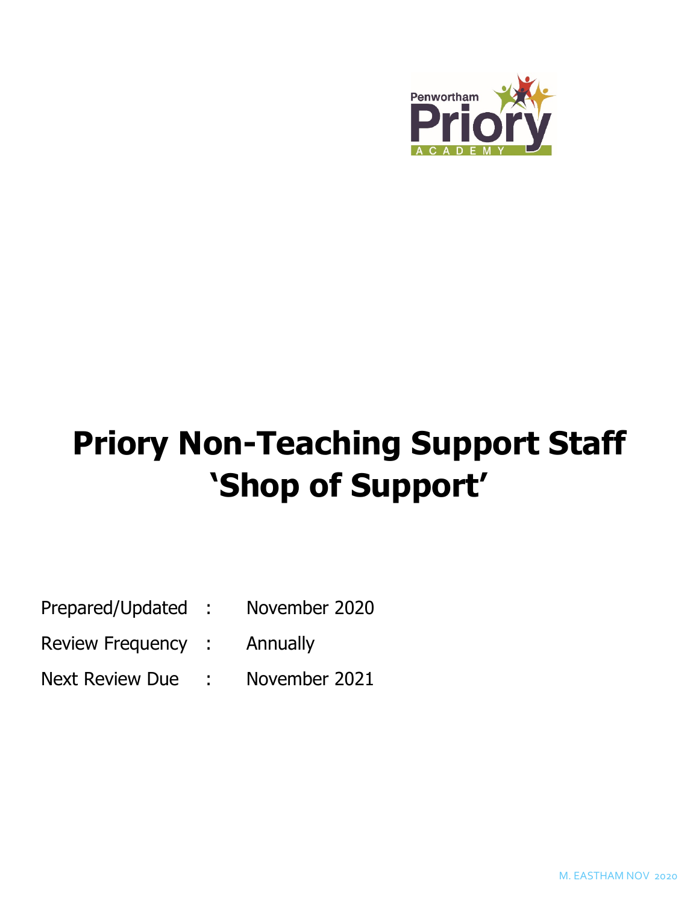Penwortham Priory ACADEMY

# Priory Non-Teaching Support Staff 'Shop of Support'

Prepared/Updated : November 2020

Review Frequency : Annually

Next Review Due : November 2021

M. EASTHAM NOV 2020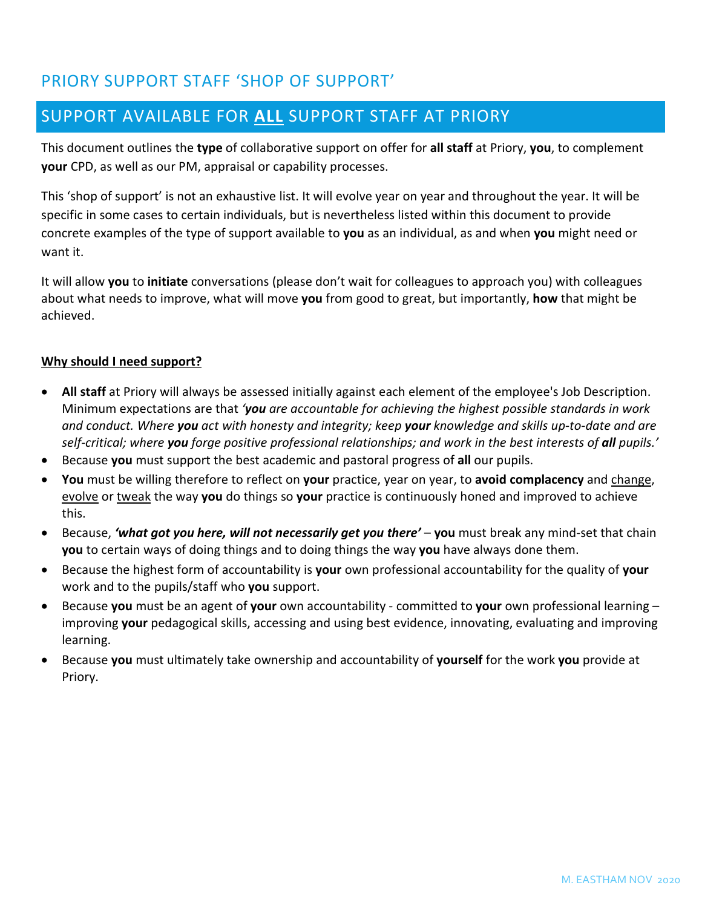## PRIORY SUPPORT STAFF 'SHOP OF SUPPORT'

## SUPPORT AVAILABLE FOR **ALL** SUPPORT STAFF AT PRIORY

This document outlines the **type** of collaborative support on offer for **all staff** at Priory, **you**, to complement **your** CPD, as well as our PM, appraisal or capability processes.

This 'shop of support' is not an exhaustive list. It will evolve year on year and throughout the year. It will be specific in some cases to certain individuals, but is nevertheless listed within this document to provide concrete examples of the type of support available to **you** as an individual, as and when **you** might need or want it.

It will allow **you** to **initiate** conversations (please don't wait for colleagues to approach you) with colleagues about what needs to improve, what will move **you** from good to great, but importantly, **how** that might be achieved.

**Why should I need support?**

- **All staff** at Priory will always be assessed initially against each element of the employee's Job Description. Minimum expectations are that *'**you** are accountable for achieving the highest possible standards in work and conduct. Where **you** act with honesty and integrity; keep **your** knowledge and skills up-to-date and are self-critical; where **you** forge positive professional relationships; and work in the best interests of **all** pupils.'*
- Because **you** must support the best academic and pastoral progress of **all** our pupils.
- **You** must be willing therefore to reflect on **your** practice, year on year, to **avoid complacency** and <u>change</u>, <u>evolve</u> or <u>tweak</u> the way **you** do things so **your** practice is continuously honed and improved to achieve this.
- Because, ***'what got you here, will not necessarily get you there'*** – **you** must break any mind-set that chain **you** to certain ways of doing things and to doing things the way **you** have always done them.
- Because the highest form of accountability is **your** own professional accountability for the quality of **your** work and to the pupils/staff who **you** support.
- Because **you** must be an agent of **your** own accountability - committed to **your** own professional learning – improving **your** pedagogical skills, accessing and using best evidence, innovating, evaluating and improving learning.
- Because **you** must ultimately take ownership and accountability of **yourself** for the work **you** provide at Priory.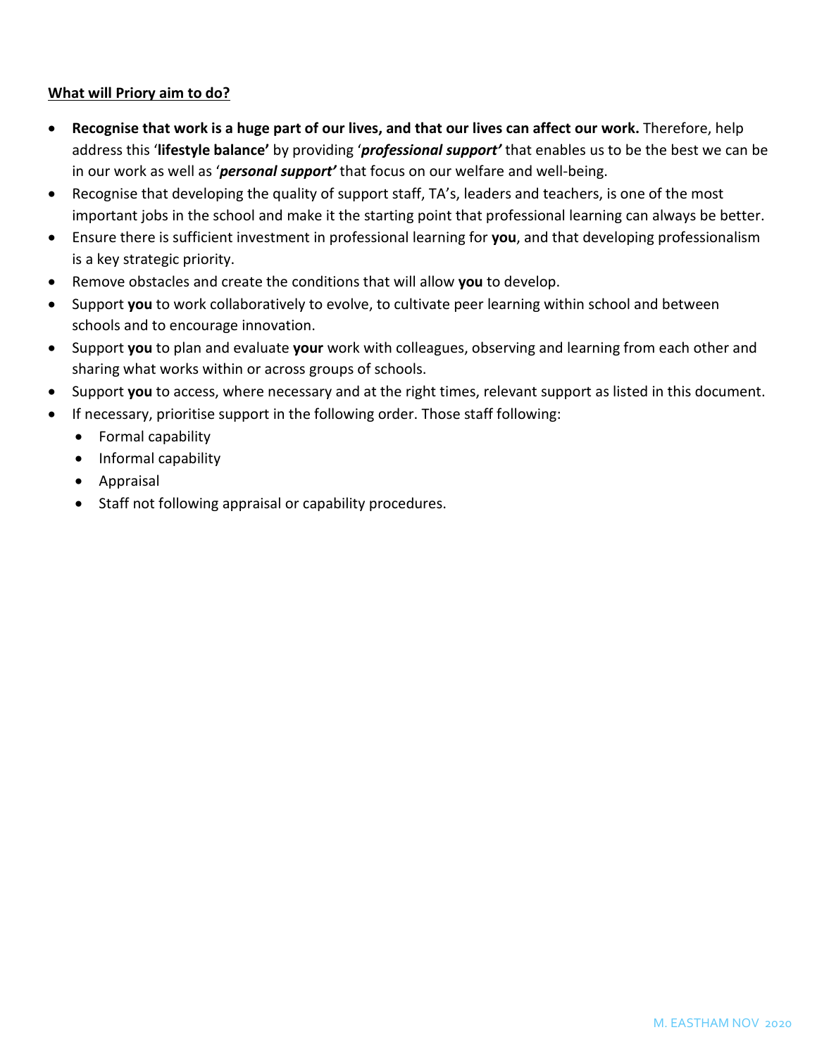**<u>What will Priory aim to do?</u>**

- **Recognise that work is a huge part of our lives, and that our lives can affect our work.** Therefore, help address this '**lifestyle balance'** by providing '***professional support'*** that enables us to be the best we can be in our work as well as '***personal support'*** that focus on our welfare and well-being.
- Recognise that developing the quality of support staff, TA's, leaders and teachers, is one of the most important jobs in the school and make it the starting point that professional learning can always be better.
- Ensure there is sufficient investment in professional learning for **you**, and that developing professionalism is a key strategic priority.
- Remove obstacles and create the conditions that will allow **you** to develop.
- Support **you** to work collaboratively to evolve, to cultivate peer learning within school and between schools and to encourage innovation.
- Support **you** to plan and evaluate **your** work with colleagues, observing and learning from each other and sharing what works within or across groups of schools.
- Support **you** to access, where necessary and at the right times, relevant support as listed in this document.
- If necessary, prioritise support in the following order. Those staff following:
  - Formal capability
  - Informal capability
  - Appraisal
  - Staff not following appraisal or capability procedures.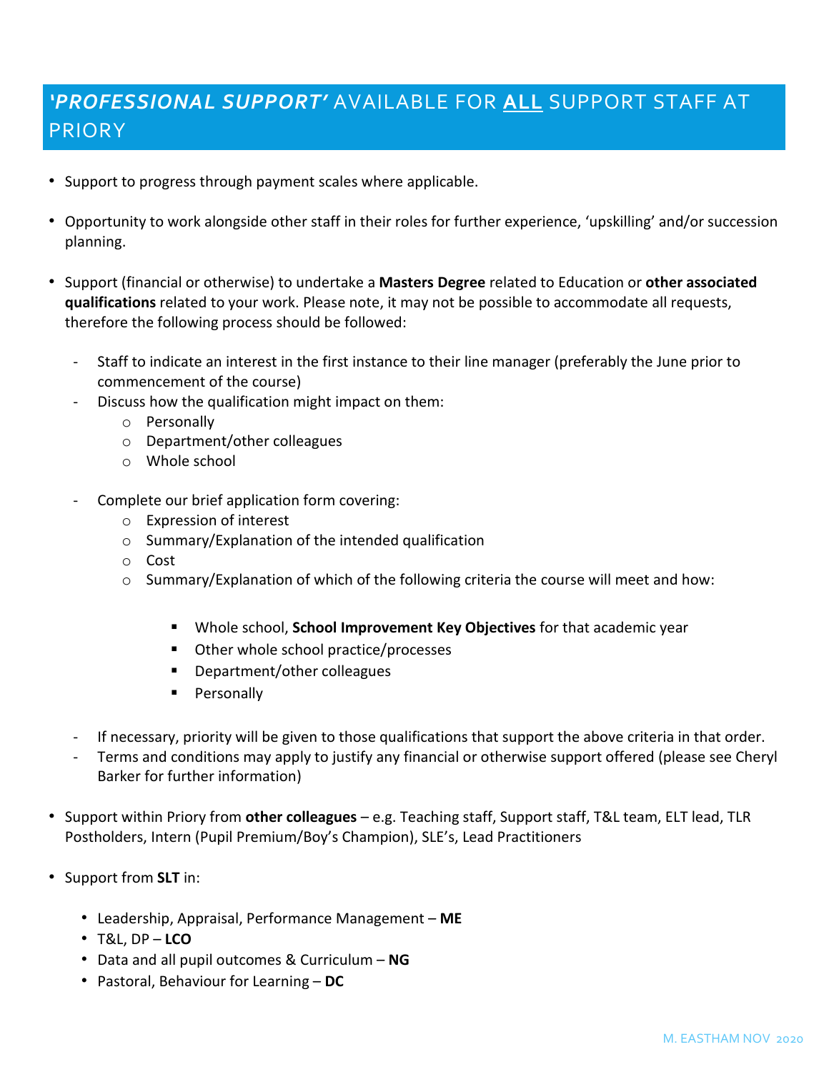## ***'PROFESSIONAL SUPPORT'*** AVAILABLE FOR **ALL** SUPPORT STAFF AT PRIORY

- Support to progress through payment scales where applicable.

- Opportunity to work alongside other staff in their roles for further experience, 'upskilling' and/or succession planning.

- Support (financial or otherwise) to undertake a **Masters Degree** related to Education or **other associated qualifications** related to your work. Please note, it may not be possible to accommodate all requests, therefore the following process should be followed:

  - Staff to indicate an interest in the first instance to their line manager (preferably the June prior to commencement of the course)
  - Discuss how the qualification might impact on them:
    - Personally
    - Department/other colleagues
    - Whole school

  - Complete our brief application form covering:
    - Expression of interest
    - Summary/Explanation of the intended qualification
    - Cost
    - Summary/Explanation of which of the following criteria the course will meet and how:

      - Whole school, **School Improvement Key Objectives** for that academic year
      - Other whole school practice/processes
      - Department/other colleagues
      - Personally

  - If necessary, priority will be given to those qualifications that support the above criteria in that order.
  - Terms and conditions may apply to justify any financial or otherwise support offered (please see Cheryl Barker for further information)

- Support within Priory from **other colleagues** – e.g. Teaching staff, Support staff, T&L team, ELT lead, TLR Postholders, Intern (Pupil Premium/Boy's Champion), SLE's, Lead Practitioners

- Support from **SLT** in:

  - Leadership, Appraisal, Performance Management – **ME**
  - T&L, DP – **LCO**
  - Data and all pupil outcomes & Curriculum – **NG**
  - Pastoral, Behaviour for Learning – **DC**

M. EASTHAM NOV 2020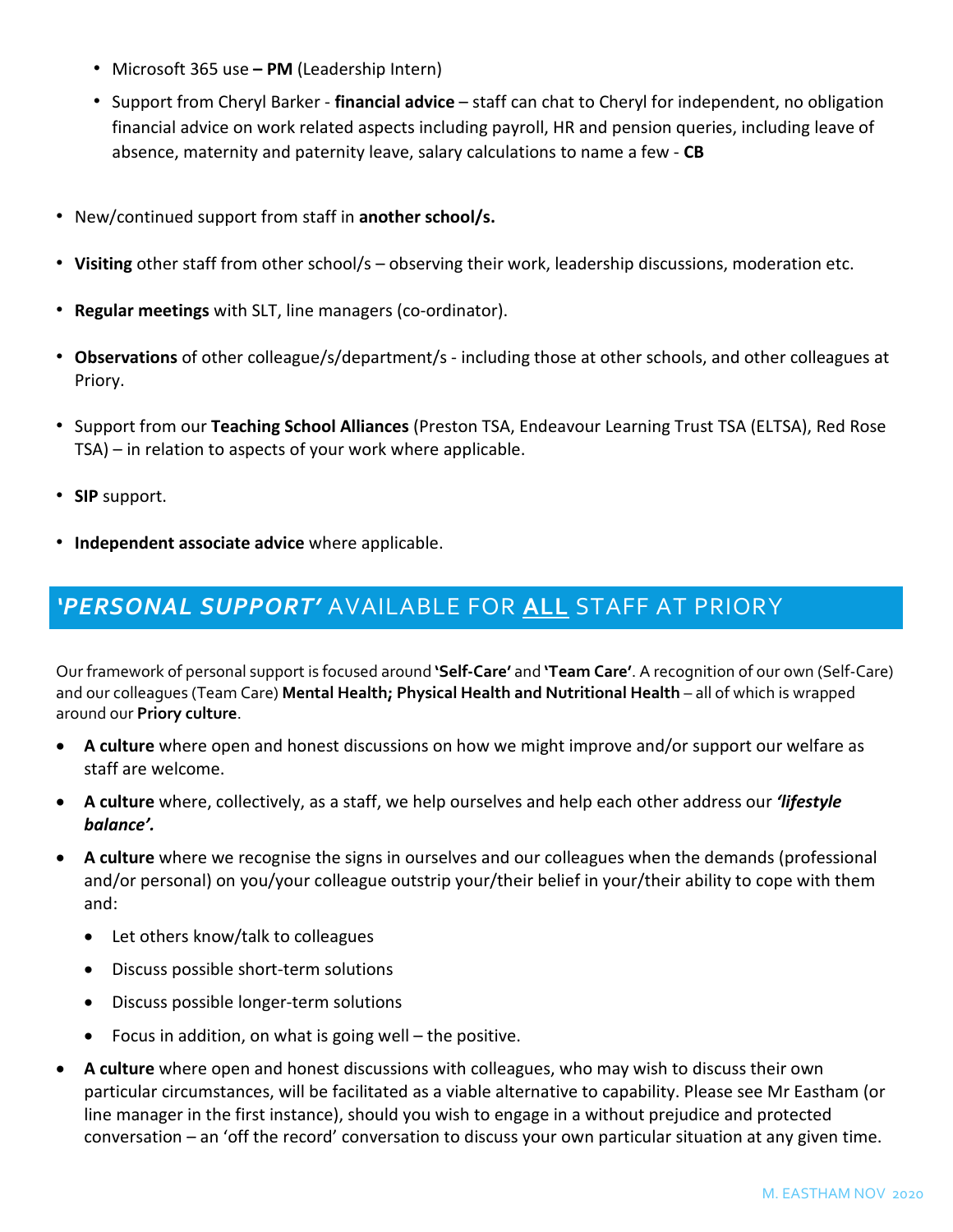- Microsoft 365 use **– PM** (Leadership Intern)
- Support from Cheryl Barker - **financial advice** – staff can chat to Cheryl for independent, no obligation financial advice on work related aspects including payroll, HR and pension queries, including leave of absence, maternity and paternity leave, salary calculations to name a few - **CB**

- New/continued support from staff in **another school/s.**
- **Visiting** other staff from other school/s – observing their work, leadership discussions, moderation etc.
- **Regular meetings** with SLT, line managers (co-ordinator).
- **Observations** of other colleague/s/department/s - including those at other schools, and other colleagues at Priory.
- Support from our **Teaching School Alliances** (Preston TSA, Endeavour Learning Trust TSA (ELTSA), Red Rose TSA) – in relation to aspects of your work where applicable.
- **SIP** support.
- **Independent associate advice** where applicable.

## ***'PERSONAL SUPPORT'*** AVAILABLE FOR **ALL** STAFF AT PRIORY

Our framework of personal support is focused around **'Self-Care'** and **'Team Care'**. A recognition of our own (Self-Care) and our colleagues (Team Care) **Mental Health; Physical Health and Nutritional Health** – all of which is wrapped around our **Priory culture**.

- **A culture** where open and honest discussions on how we might improve and/or support our welfare as staff are welcome.
- **A culture** where, collectively, as a staff, we help ourselves and help each other address our ***'lifestyle balance'.***
- **A culture** where we recognise the signs in ourselves and our colleagues when the demands (professional and/or personal) on you/your colleague outstrip your/their belief in your/their ability to cope with them and:
  - Let others know/talk to colleagues
  - Discuss possible short-term solutions
  - Discuss possible longer-term solutions
  - Focus in addition, on what is going well – the positive.
- **A culture** where open and honest discussions with colleagues, who may wish to discuss their own particular circumstances, will be facilitated as a viable alternative to capability. Please see Mr Eastham (or line manager in the first instance), should you wish to engage in a without prejudice and protected conversation – an 'off the record' conversation to discuss your own particular situation at any given time.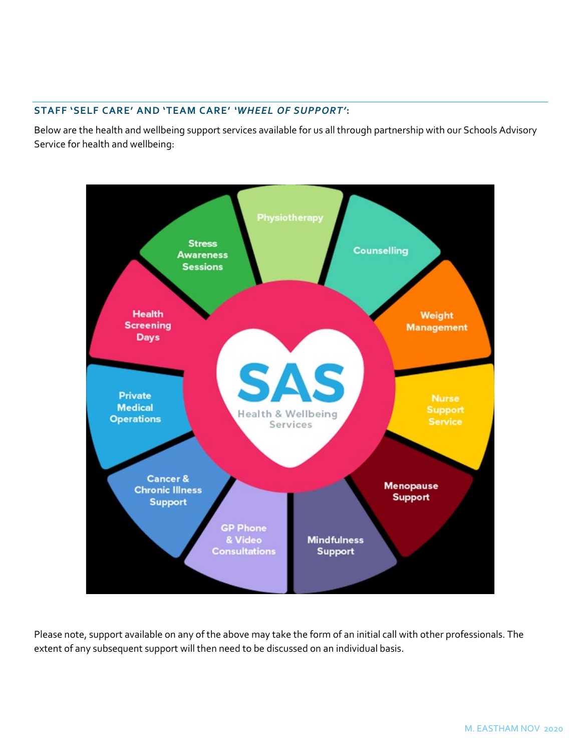### STAFF 'SELF CARE' AND 'TEAM CARE' *'WHEEL OF SUPPORT'*:

Below are the health and wellbeing support services available for us all through partnership with our Schools Advisory Service for health and wellbeing:

- SAS Health & Wellbeing Services
  - Physiotherapy
  - Counselling
  - Weight Management
  - Nurse Support Service
  - Menopause Support
  - Mindfulness Support
  - GP Phone & Video Consultations
  - Cancer & Chronic Illness Support
  - Private Medical Operations
  - Health Screening Days
  - Stress Awareness Sessions

Please note, support available on any of the above may take the form of an initial call with other professionals. The extent of any subsequent support will then need to be discussed on an individual basis.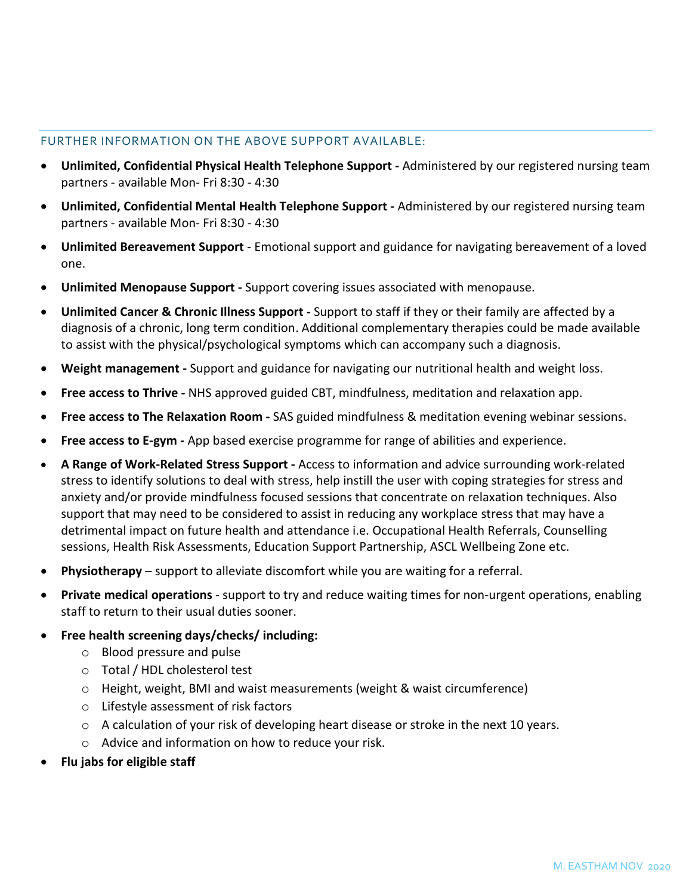## FURTHER INFORMATION ON THE ABOVE SUPPORT AVAILABLE:

- **Unlimited, Confidential Physical Health Telephone Support -** Administered by our registered nursing team partners - available Mon- Fri 8:30 - 4:30
- **Unlimited, Confidential Mental Health Telephone Support -** Administered by our registered nursing team partners - available Mon- Fri 8:30 - 4:30
- **Unlimited Bereavement Support** - Emotional support and guidance for navigating bereavement of a loved one.
- **Unlimited Menopause Support -** Support covering issues associated with menopause.
- **Unlimited Cancer & Chronic Illness Support -** Support to staff if they or their family are affected by a diagnosis of a chronic, long term condition. Additional complementary therapies could be made available to assist with the physical/psychological symptoms which can accompany such a diagnosis.
- **Weight management -** Support and guidance for navigating our nutritional health and weight loss.
- **Free access to Thrive -** NHS approved guided CBT, mindfulness, meditation and relaxation app.
- **Free access to The Relaxation Room -** SAS guided mindfulness & meditation evening webinar sessions.
- **Free access to E-gym -** App based exercise programme for range of abilities and experience.
- **A Range of Work-Related Stress Support -** Access to information and advice surrounding work-related stress to identify solutions to deal with stress, help instill the user with coping strategies for stress and anxiety and/or provide mindfulness focused sessions that concentrate on relaxation techniques. Also support that may need to be considered to assist in reducing any workplace stress that may have a detrimental impact on future health and attendance i.e. Occupational Health Referrals, Counselling sessions, Health Risk Assessments, Education Support Partnership, ASCL Wellbeing Zone etc.
- **Physiotherapy** – support to alleviate discomfort while you are waiting for a referral.
- **Private medical operations** - support to try and reduce waiting times for non-urgent operations, enabling staff to return to their usual duties sooner.
- **Free health screening days/checks/ including:**
  - Blood pressure and pulse
  - Total / HDL cholesterol test
  - Height, weight, BMI and waist measurements (weight & waist circumference)
  - Lifestyle assessment of risk factors
  - A calculation of your risk of developing heart disease or stroke in the next 10 years.
  - Advice and information on how to reduce your risk.
- **Flu jabs for eligible staff**

M. EASTHAM NOV 2020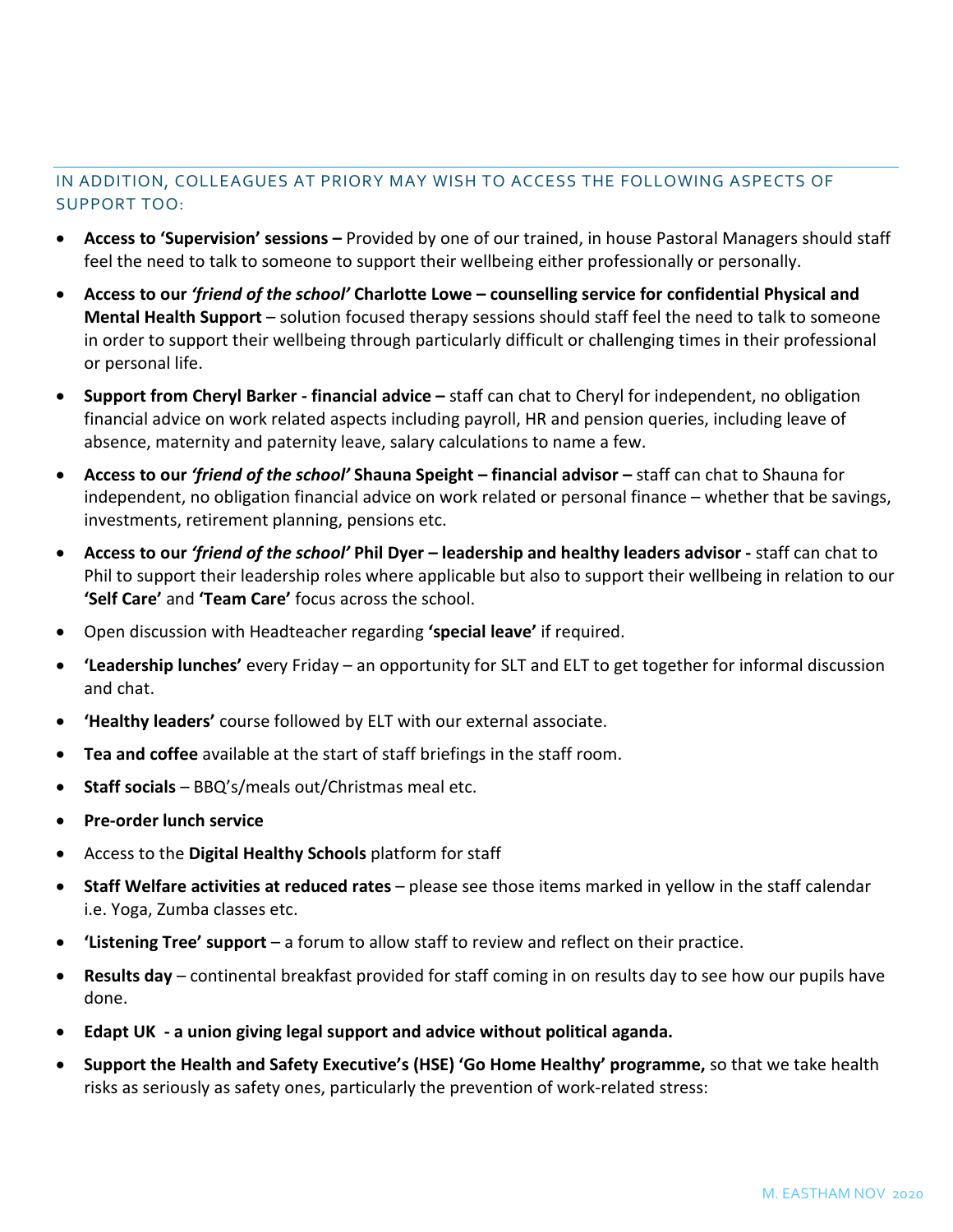## IN ADDITION, COLLEAGUES AT PRIORY MAY WISH TO ACCESS THE FOLLOWING ASPECTS OF SUPPORT TOO:

- **Access to 'Supervision' sessions –** Provided by one of our trained, in house Pastoral Managers should staff feel the need to talk to someone to support their wellbeing either professionally or personally.
- **Access to our *'friend of the school'* Charlotte Lowe – counselling service for confidential Physical and Mental Health Support** – solution focused therapy sessions should staff feel the need to talk to someone in order to support their wellbeing through particularly difficult or challenging times in their professional or personal life.
- **Support from Cheryl Barker - financial advice –** staff can chat to Cheryl for independent, no obligation financial advice on work related aspects including payroll, HR and pension queries, including leave of absence, maternity and paternity leave, salary calculations to name a few.
- **Access to our *'friend of the school'* Shauna Speight – financial advisor –** staff can chat to Shauna for independent, no obligation financial advice on work related or personal finance – whether that be savings, investments, retirement planning, pensions etc.
- **Access to our *'friend of the school'* Phil Dyer – leadership and healthy leaders advisor -** staff can chat to Phil to support their leadership roles where applicable but also to support their wellbeing in relation to our **'Self Care'** and **'Team Care'** focus across the school.
- Open discussion with Headteacher regarding **'special leave'** if required.
- **'Leadership lunches'** every Friday – an opportunity for SLT and ELT to get together for informal discussion and chat.
- **'Healthy leaders'** course followed by ELT with our external associate.
- **Tea and coffee** available at the start of staff briefings in the staff room.
- **Staff socials** – BBQ's/meals out/Christmas meal etc.
- **Pre-order lunch service**
- Access to the **Digital Healthy Schools** platform for staff
- **Staff Welfare activities at reduced rates** – please see those items marked in yellow in the staff calendar i.e. Yoga, Zumba classes etc.
- **'Listening Tree' support** – a forum to allow staff to review and reflect on their practice.
- **Results day** – continental breakfast provided for staff coming in on results day to see how our pupils have done.
- **Edapt UK - a union giving legal support and advice without political aganda.**
- **Support the Health and Safety Executive's (HSE) 'Go Home Healthy' programme,** so that we take health risks as seriously as safety ones, particularly the prevention of work-related stress: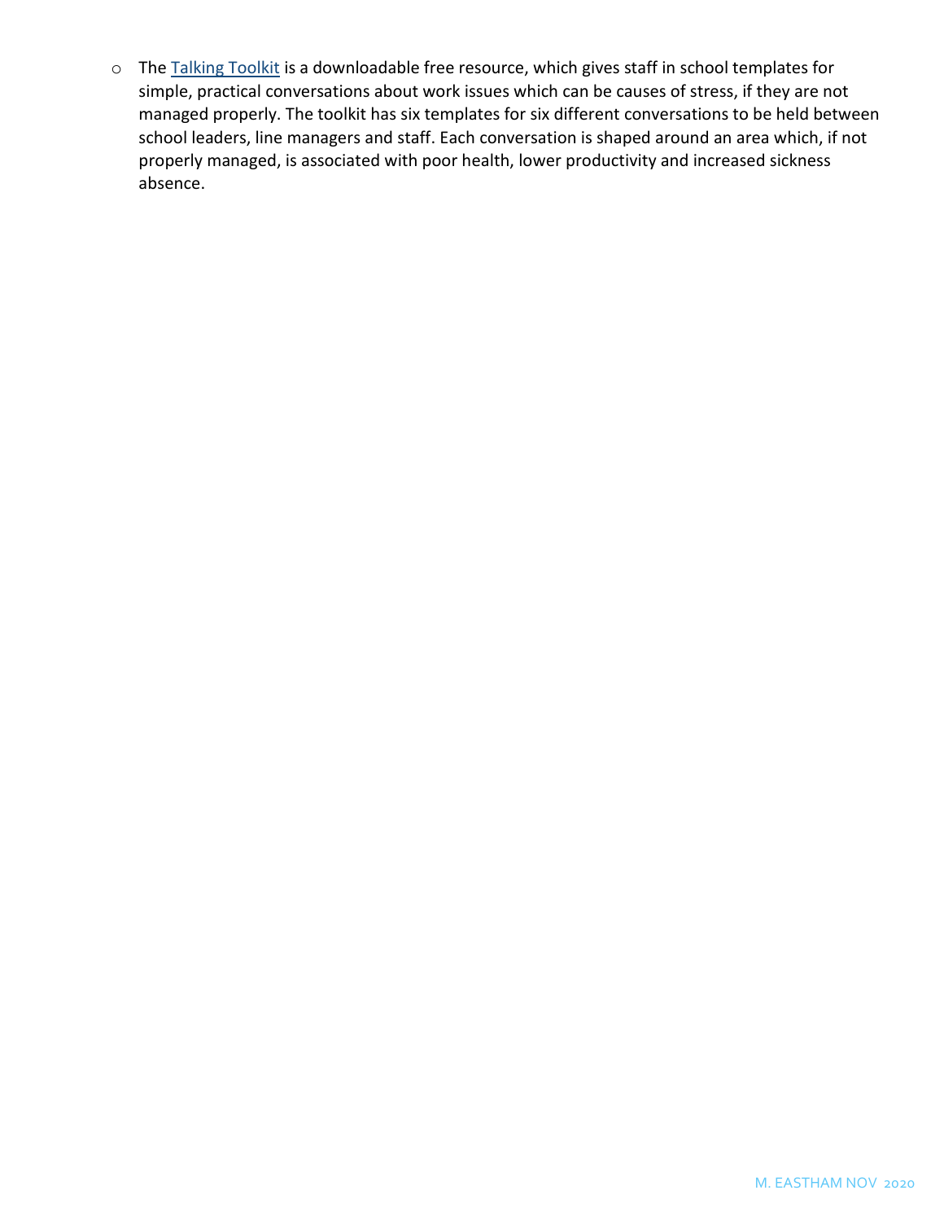- The Talking Toolkit is a downloadable free resource, which gives staff in school templates for simple, practical conversations about work issues which can be causes of stress, if they are not managed properly. The toolkit has six templates for six different conversations to be held between school leaders, line managers and staff. Each conversation is shaped around an area which, if not properly managed, is associated with poor health, lower productivity and increased sickness absence.